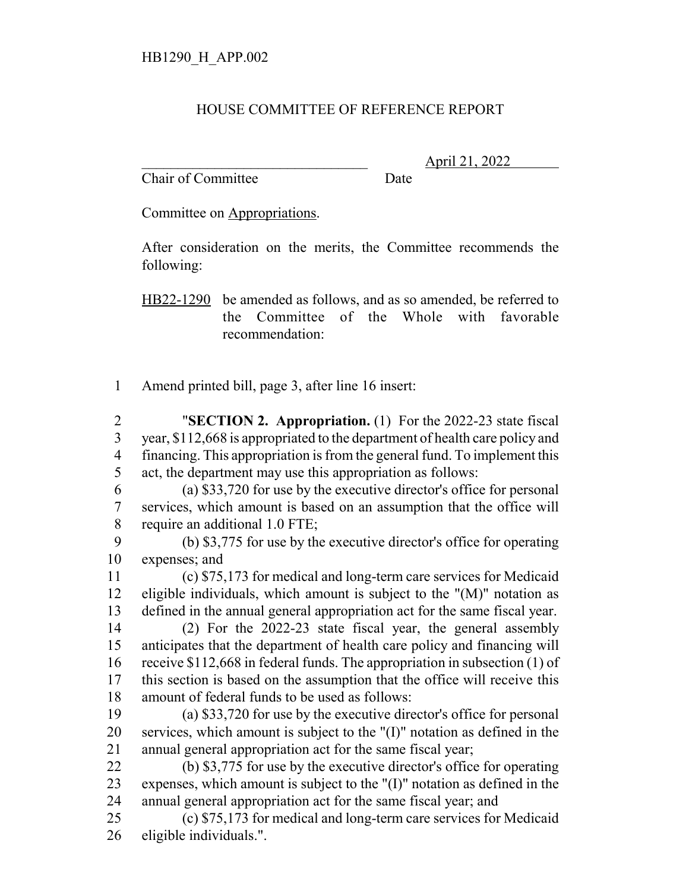HB1290_H_APP.002

# HOUSE COMMITTEE OF REFERENCE REPORT

________________________________ April 21, 2022
Chair of Committee Date

Committee on Appropriations.

After consideration on the merits, the Committee recommends the following:

HB22-1290 be amended as follows, and as so amended, be referred to the Committee of the Whole with favorable recommendation:

1 Amend printed bill, page 3, after line 16 insert:

2 "**SECTION 2. Appropriation.** (1) For the 2022-23 state fiscal
3 year, $112,668 is appropriated to the department of health care policy and
4 financing. This appropriation is from the general fund. To implement this
5 act, the department may use this appropriation as follows:
6 (a) $33,720 for use by the executive director's office for personal
7 services, which amount is based on an assumption that the office will
8 require an additional 1.0 FTE;
9 (b) $3,775 for use by the executive director's office for operating
10 expenses; and
11 (c) $75,173 for medical and long-term care services for Medicaid
12 eligible individuals, which amount is subject to the "(M)" notation as
13 defined in the annual general appropriation act for the same fiscal year.
14 (2) For the 2022-23 state fiscal year, the general assembly
15 anticipates that the department of health care policy and financing will
16 receive $112,668 in federal funds. The appropriation in subsection (1) of
17 this section is based on the assumption that the office will receive this
18 amount of federal funds to be used as follows:
19 (a) $33,720 for use by the executive director's office for personal
20 services, which amount is subject to the "(I)" notation as defined in the
21 annual general appropriation act for the same fiscal year;
22 (b) $3,775 for use by the executive director's office for operating
23 expenses, which amount is subject to the "(I)" notation as defined in the
24 annual general appropriation act for the same fiscal year; and
25 (c) $75,173 for medical and long-term care services for Medicaid
26 eligible individuals.".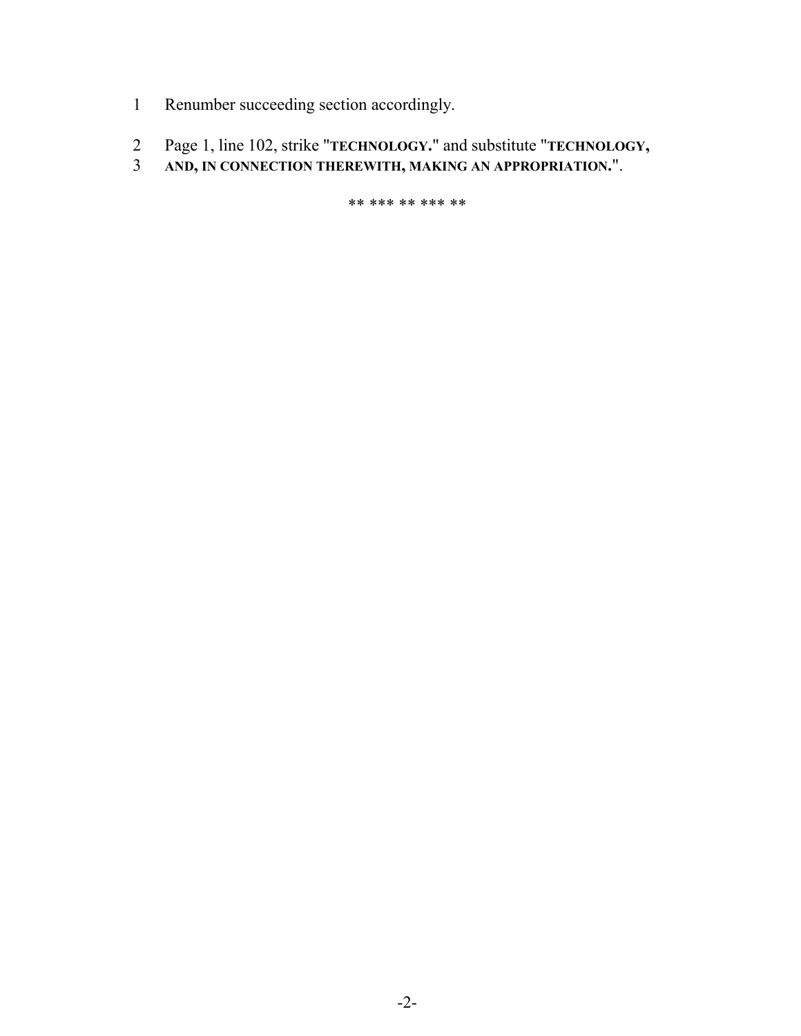Renumber succeeding section accordingly.

Page 1, line 102, strike "**TECHNOLOGY.**" and substitute "**TECHNOLOGY, AND, IN CONNECTION THEREWITH, MAKING AN APPROPRIATION.**".

** *** ** *** **